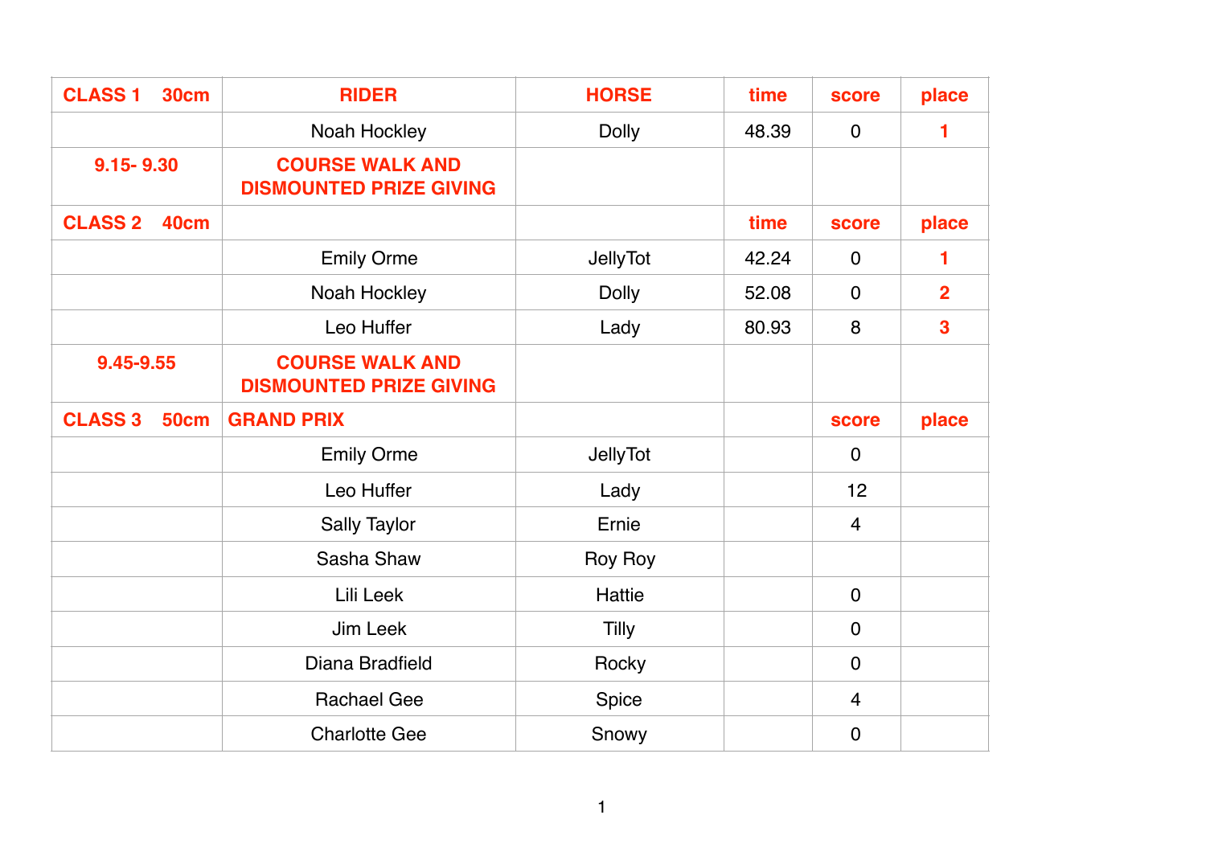| CLASS 1 30cm | RIDER | HORSE | time | score | place |
|---|---|---|---|---|---|
| | Noah Hockley | Dolly | 48.39 | 0 | 1 |
| 9.15- 9.30 | COURSE WALK AND DISMOUNTED PRIZE GIVING | | | | |
| CLASS 2 40cm | | | time | score | place |
| | Emily Orme | JellyTot | 42.24 | 0 | 1 |
| | Noah Hockley | Dolly | 52.08 | 0 | 2 |
| | Leo Huffer | Lady | 80.93 | 8 | 3 |
| 9.45-9.55 | COURSE WALK AND DISMOUNTED PRIZE GIVING | | | | |
| CLASS 3 50cm | GRAND PRIX | | | score | place |
| | Emily Orme | JellyTot | | 0 | |
| | Leo Huffer | Lady | | 12 | |
| | Sally Taylor | Ernie | | 4 | |
| | Sasha Shaw | Roy Roy | | | |
| | Lili Leek | Hattie | | 0 | |
| | Jim Leek | Tilly | | 0 | |
| | Diana Bradfield | Rocky | | 0 | |
| | Rachael Gee | Spice | | 4 | |
| | Charlotte Gee | Snowy | | 0 | |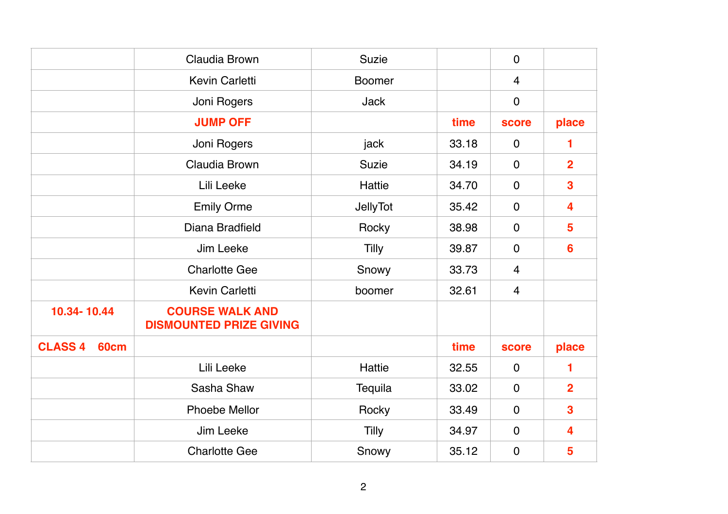|  |  |  |  |  |  |
|---|---|---|---|---|---|
|  | Claudia Brown | Suzie |  | 0 |  |
|  | Kevin Carletti | Boomer |  | 4 |  |
|  | Joni Rogers | Jack |  | 0 |  |
|  | **JUMP OFF** |  | **time** | **score** | **place** |
|  | Joni Rogers | jack | 33.18 | 0 | **1** |
|  | Claudia Brown | Suzie | 34.19 | 0 | **2** |
|  | Lili Leeke | Hattie | 34.70 | 0 | **3** |
|  | Emily Orme | JellyTot | 35.42 | 0 | **4** |
|  | Diana Bradfield | Rocky | 38.98 | 0 | **5** |
|  | Jim Leeke | Tilly | 39.87 | 0 | **6** |
|  | Charlotte Gee | Snowy | 33.73 | 4 |  |
|  | Kevin Carletti | boomer | 32.61 | 4 |  |
| **10.34- 10.44** | **COURSE WALK AND DISMOUNTED PRIZE GIVING** |  |  |  |  |
| **CLASS 4 60cm** |  |  | **time** | **score** | **place** |
|  | Lili Leeke | Hattie | 32.55 | 0 | **1** |
|  | Sasha Shaw | Tequila | 33.02 | 0 | **2** |
|  | Phoebe Mellor | Rocky | 33.49 | 0 | **3** |
|  | Jim Leeke | Tilly | 34.97 | 0 | **4** |
|  | Charlotte Gee | Snowy | 35.12 | 0 | **5** |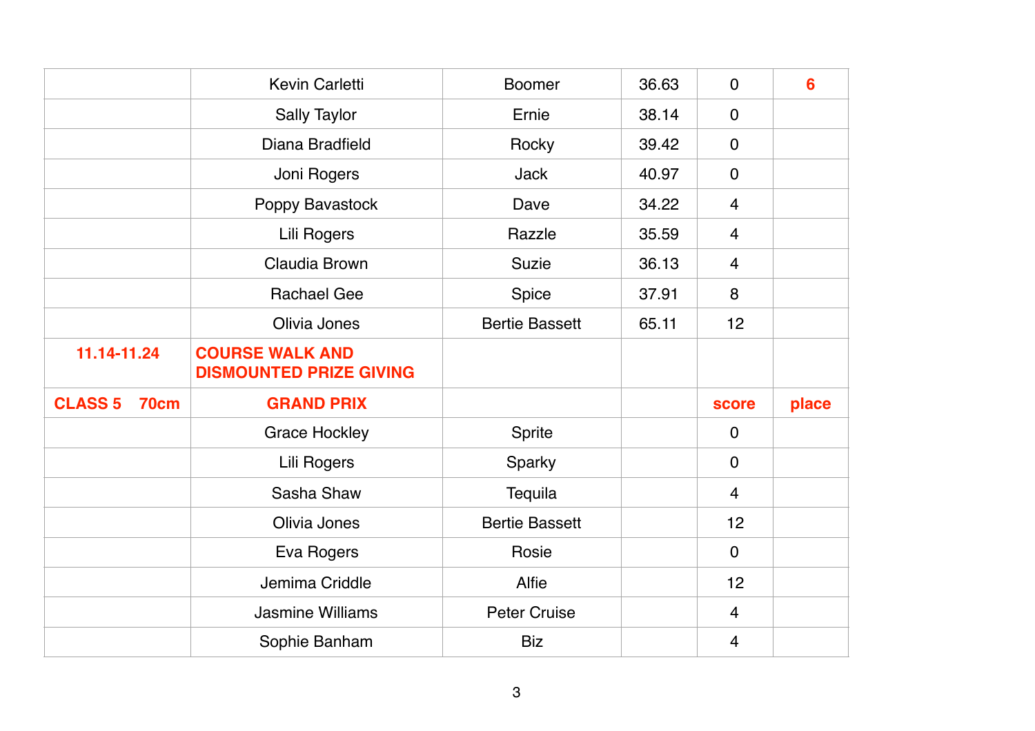| | | | | | |
|---|---|---|---|---|---|
| | Kevin Carletti | Boomer | 36.63 | 0 | 6 |
| | Sally Taylor | Ernie | 38.14 | 0 | |
| | Diana Bradfield | Rocky | 39.42 | 0 | |
| | Joni Rogers | Jack | 40.97 | 0 | |
| | Poppy Bavastock | Dave | 34.22 | 4 | |
| | Lili Rogers | Razzle | 35.59 | 4 | |
| | Claudia Brown | Suzie | 36.13 | 4 | |
| | Rachael Gee | Spice | 37.91 | 8 | |
| | Olivia Jones | Bertie Bassett | 65.11 | 12 | |
| **11.14-11.24** | **COURSE WALK AND DISMOUNTED PRIZE GIVING** | | | | |
| **CLASS 5 70cm** | **GRAND PRIX** | | | **score** | **place** |
| | Grace Hockley | Sprite | | 0 | |
| | Lili Rogers | Sparky | | 0 | |
| | Sasha Shaw | Tequila | | 4 | |
| | Olivia Jones | Bertie Bassett | | 12 | |
| | Eva Rogers | Rosie | | 0 | |
| | Jemima Criddle | Alfie | | 12 | |
| | Jasmine Williams | Peter Cruise | | 4 | |
| | Sophie Banham | Biz | | 4 | |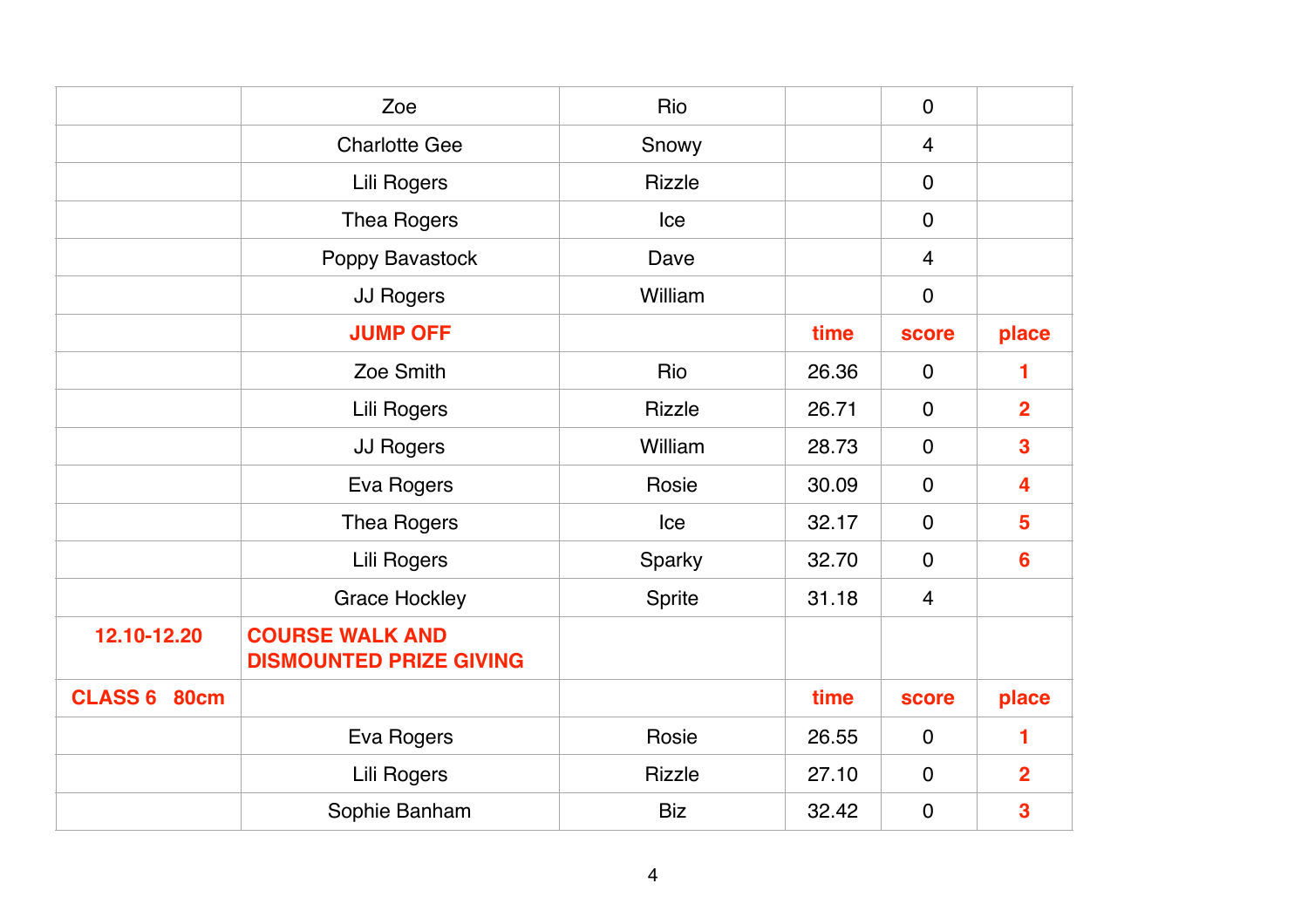| | | | | | |
|---|---|---|---|---|---|
| | Zoe | Rio | | 0 | |
| | Charlotte Gee | Snowy | | 4 | |
| | Lili Rogers | Rizzle | | 0 | |
| | Thea Rogers | Ice | | 0 | |
| | Poppy Bavastock | Dave | | 4 | |
| | JJ Rogers | William | | 0 | |
| | **JUMP OFF** | | **time** | **score** | **place** |
| | Zoe Smith | Rio | 26.36 | 0 | **1** |
| | Lili Rogers | Rizzle | 26.71 | 0 | **2** |
| | JJ Rogers | William | 28.73 | 0 | **3** |
| | Eva Rogers | Rosie | 30.09 | 0 | **4** |
| | Thea Rogers | Ice | 32.17 | 0 | **5** |
| | Lili Rogers | Sparky | 32.70 | 0 | **6** |
| | Grace Hockley | Sprite | 31.18 | 4 | |
| **12.10-12.20** | **COURSE WALK AND DISMOUNTED PRIZE GIVING** | | | | |
| **CLASS 6 80cm** | | | **time** | **score** | **place** |
| | Eva Rogers | Rosie | 26.55 | 0 | **1** |
| | Lili Rogers | Rizzle | 27.10 | 0 | **2** |
| | Sophie Banham | Biz | 32.42 | 0 | **3** |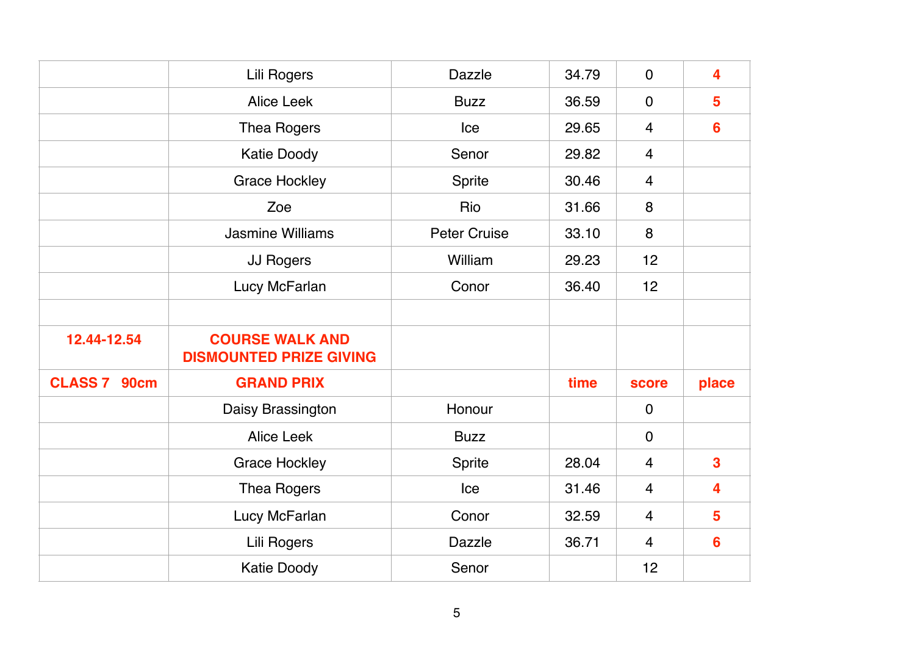|  |  |  |  |  |  |
|---|---|---|---|---|---|
|  | Lili Rogers | Dazzle | 34.79 | 0 | 4 |
|  | Alice Leek | Buzz | 36.59 | 0 | 5 |
|  | Thea Rogers | Ice | 29.65 | 4 | 6 |
|  | Katie Doody | Senor | 29.82 | 4 |  |
|  | Grace Hockley | Sprite | 30.46 | 4 |  |
|  | Zoe | Rio | 31.66 | 8 |  |
|  | Jasmine Williams | Peter Cruise | 33.10 | 8 |  |
|  | JJ Rogers | William | 29.23 | 12 |  |
|  | Lucy McFarlan | Conor | 36.40 | 12 |  |
|  |  |  |  |  |  |
| **12.44-12.54** | **COURSE WALK AND DISMOUNTED PRIZE GIVING** |  |  |  |  |
| **CLASS 7 90cm** | **GRAND PRIX** |  | **time** | **score** | **place** |
|  | Daisy Brassington | Honour |  | 0 |  |
|  | Alice Leek | Buzz |  | 0 |  |
|  | Grace Hockley | Sprite | 28.04 | 4 | 3 |
|  | Thea Rogers | Ice | 31.46 | 4 | 4 |
|  | Lucy McFarlan | Conor | 32.59 | 4 | 5 |
|  | Lili Rogers | Dazzle | 36.71 | 4 | 6 |
|  | Katie Doody | Senor |  | 12 |  |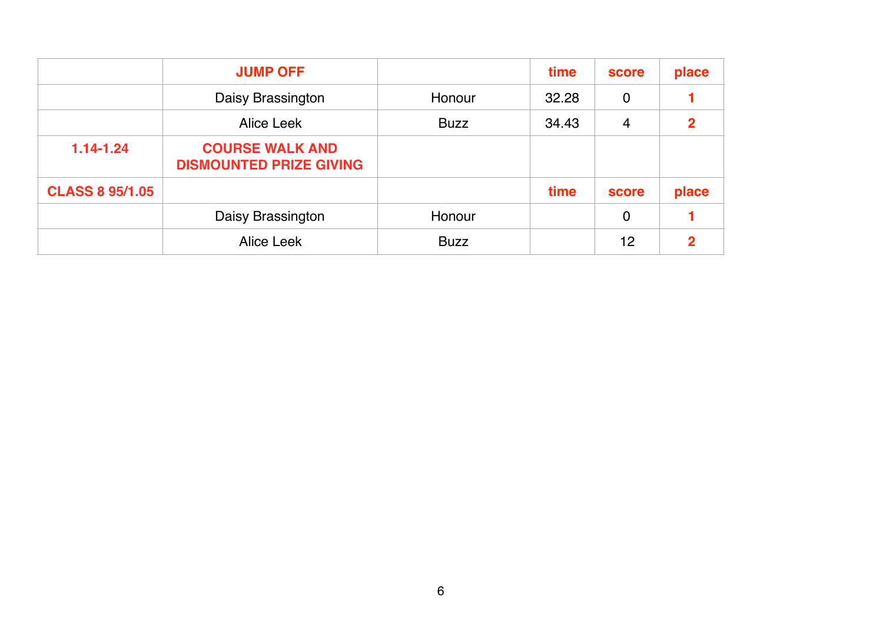| | | | | | |
|---|---|---|---|---|---|
| | **JUMP OFF** | | **time** | **score** | **place** |
| | Daisy Brassington | Honour | 32.28 | 0 | **1** |
| | Alice Leek | Buzz | 34.43 | 4 | **2** |
| **1.14-1.24** | **COURSE WALK AND DISMOUNTED PRIZE GIVING** | | | | |
| **CLASS 8 95/1.05** | | | **time** | **score** | **place** |
| | Daisy Brassington | Honour | | 0 | **1** |
| | Alice Leek | Buzz | | 12 | **2** |